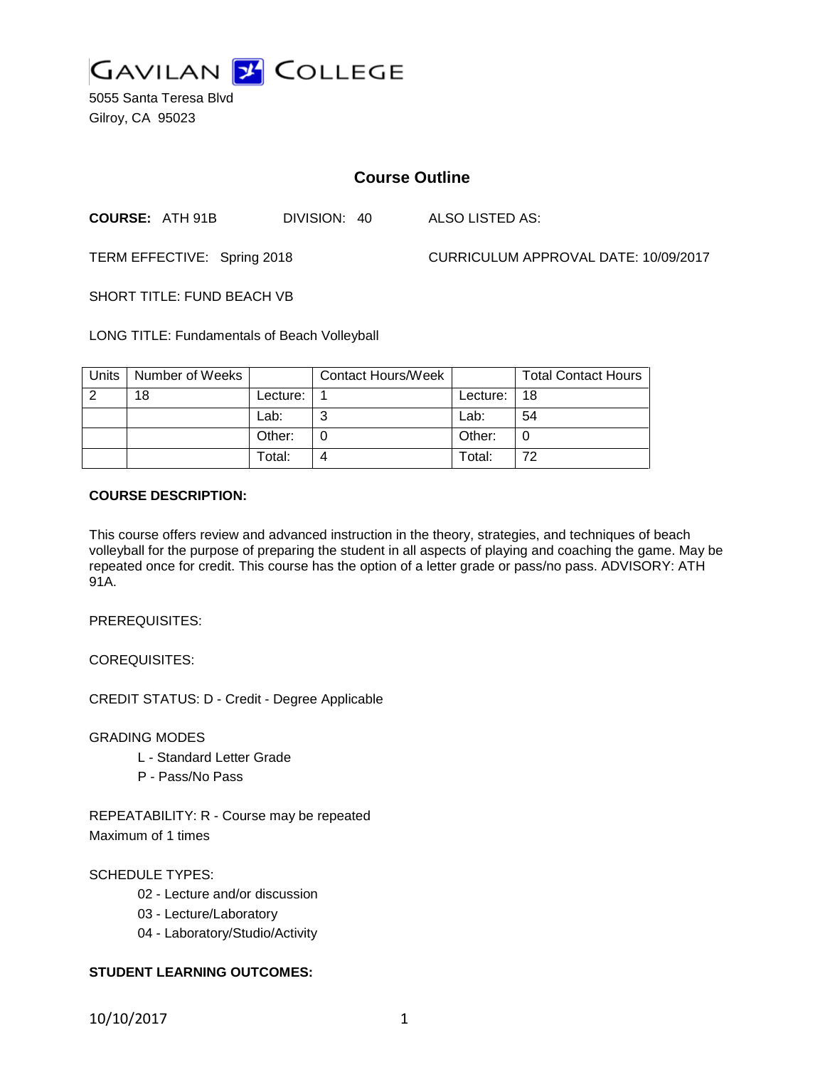# GAVILAN COLLEGE

5055 Santa Teresa Blvd
Gilroy, CA 95023

## Course Outline

**COURSE:** ATH 91B DIVISION: 40 ALSO LISTED AS:

TERM EFFECTIVE: Spring 2018 CURRICULUM APPROVAL DATE: 10/09/2017

SHORT TITLE: FUND BEACH VB

LONG TITLE: Fundamentals of Beach Volleyball

| Units | Number of Weeks | | Contact Hours/Week | | Total Contact Hours |
|---|---|---|---|---|---|
| 2 | 18 | Lecture: | 1 | Lecture: | 18 |
| | | Lab: | 3 | Lab: | 54 |
| | | Other: | 0 | Other: | 0 |
| | | Total: | 4 | Total: | 72 |

**COURSE DESCRIPTION:**

This course offers review and advanced instruction in the theory, strategies, and techniques of beach volleyball for the purpose of preparing the student in all aspects of playing and coaching the game. May be repeated once for credit. This course has the option of a letter grade or pass/no pass. ADVISORY: ATH 91A.

PREREQUISITES:

COREQUISITES:

CREDIT STATUS: D - Credit - Degree Applicable

GRADING MODES

- L - Standard Letter Grade
- P - Pass/No Pass

REPEATABILITY: R - Course may be repeated
Maximum of 1 times

SCHEDULE TYPES:

- 02 - Lecture and/or discussion
- 03 - Lecture/Laboratory
- 04 - Laboratory/Studio/Activity

**STUDENT LEARNING OUTCOMES:**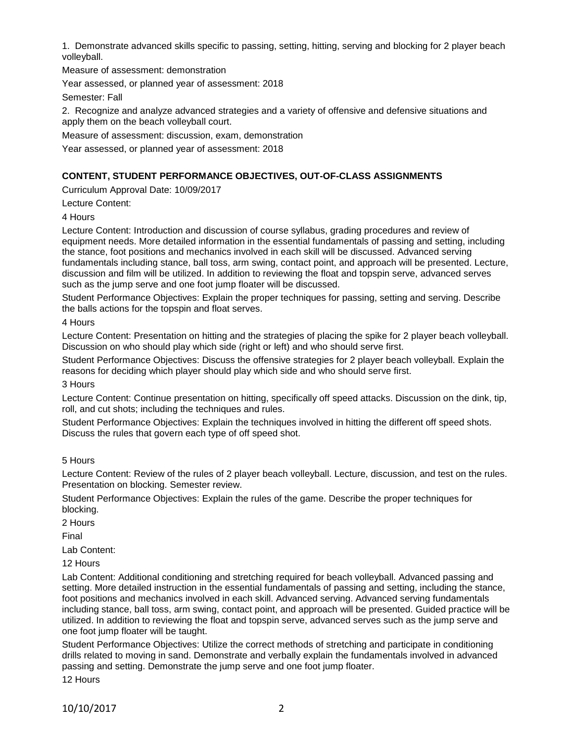1. Demonstrate advanced skills specific to passing, setting, hitting, serving and blocking for 2 player beach volleyball.

Measure of assessment: demonstration

Year assessed, or planned year of assessment: 2018

Semester: Fall

2. Recognize and analyze advanced strategies and a variety of offensive and defensive situations and apply them on the beach volleyball court.

Measure of assessment: discussion, exam, demonstration

Year assessed, or planned year of assessment: 2018

## CONTENT, STUDENT PERFORMANCE OBJECTIVES, OUT-OF-CLASS ASSIGNMENTS

Curriculum Approval Date: 10/09/2017

Lecture Content:

4 Hours

Lecture Content: Introduction and discussion of course syllabus, grading procedures and review of equipment needs. More detailed information in the essential fundamentals of passing and setting, including the stance, foot positions and mechanics involved in each skill will be discussed. Advanced serving fundamentals including stance, ball toss, arm swing, contact point, and approach will be presented. Lecture, discussion and film will be utilized. In addition to reviewing the float and topspin serve, advanced serves such as the jump serve and one foot jump floater will be discussed.

Student Performance Objectives: Explain the proper techniques for passing, setting and serving. Describe the balls actions for the topspin and float serves.

4 Hours

Lecture Content: Presentation on hitting and the strategies of placing the spike for 2 player beach volleyball. Discussion on who should play which side (right or left) and who should serve first.

Student Performance Objectives: Discuss the offensive strategies for 2 player beach volleyball. Explain the reasons for deciding which player should play which side and who should serve first.

3 Hours

Lecture Content: Continue presentation on hitting, specifically off speed attacks. Discussion on the dink, tip, roll, and cut shots; including the techniques and rules.

Student Performance Objectives: Explain the techniques involved in hitting the different off speed shots. Discuss the rules that govern each type of off speed shot.

5 Hours

Lecture Content: Review of the rules of 2 player beach volleyball. Lecture, discussion, and test on the rules. Presentation on blocking. Semester review.

Student Performance Objectives: Explain the rules of the game. Describe the proper techniques for blocking.

2 Hours

Final

Lab Content:

12 Hours

Lab Content: Additional conditioning and stretching required for beach volleyball. Advanced passing and setting. More detailed instruction in the essential fundamentals of passing and setting, including the stance, foot positions and mechanics involved in each skill. Advanced serving. Advanced serving fundamentals including stance, ball toss, arm swing, contact point, and approach will be presented. Guided practice will be utilized. In addition to reviewing the float and topspin serve, advanced serves such as the jump serve and one foot jump floater will be taught.

Student Performance Objectives: Utilize the correct methods of stretching and participate in conditioning drills related to moving in sand. Demonstrate and verbally explain the fundamentals involved in advanced passing and setting. Demonstrate the jump serve and one foot jump floater.

12 Hours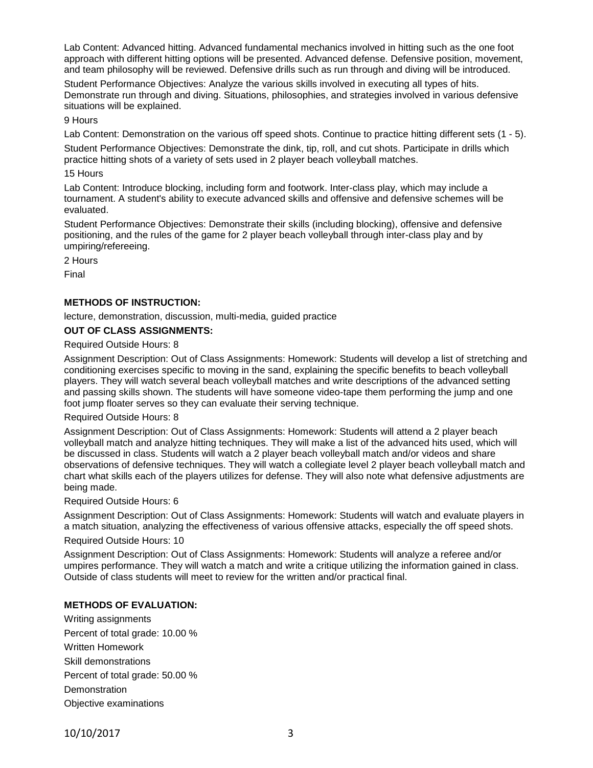Lab Content: Advanced hitting. Advanced fundamental mechanics involved in hitting such as the one foot approach with different hitting options will be presented. Advanced defense. Defensive position, movement, and team philosophy will be reviewed. Defensive drills such as run through and diving will be introduced.

Student Performance Objectives: Analyze the various skills involved in executing all types of hits. Demonstrate run through and diving. Situations, philosophies, and strategies involved in various defensive situations will be explained.

9 Hours

Lab Content: Demonstration on the various off speed shots. Continue to practice hitting different sets (1 - 5).

Student Performance Objectives: Demonstrate the dink, tip, roll, and cut shots. Participate in drills which practice hitting shots of a variety of sets used in 2 player beach volleyball matches.

15 Hours

Lab Content: Introduce blocking, including form and footwork. Inter-class play, which may include a tournament. A student's ability to execute advanced skills and offensive and defensive schemes will be evaluated.

Student Performance Objectives: Demonstrate their skills (including blocking), offensive and defensive positioning, and the rules of the game for 2 player beach volleyball through inter-class play and by umpiring/refereeing.

2 Hours

Final

**METHODS OF INSTRUCTION:**

lecture, demonstration, discussion, multi-media, guided practice

**OUT OF CLASS ASSIGNMENTS:**

Required Outside Hours: 8

Assignment Description: Out of Class Assignments: Homework: Students will develop a list of stretching and conditioning exercises specific to moving in the sand, explaining the specific benefits to beach volleyball players. They will watch several beach volleyball matches and write descriptions of the advanced setting and passing skills shown. The students will have someone video-tape them performing the jump and one foot jump floater serves so they can evaluate their serving technique.

Required Outside Hours: 8

Assignment Description: Out of Class Assignments: Homework: Students will attend a 2 player beach volleyball match and analyze hitting techniques. They will make a list of the advanced hits used, which will be discussed in class. Students will watch a 2 player beach volleyball match and/or videos and share observations of defensive techniques. They will watch a collegiate level 2 player beach volleyball match and chart what skills each of the players utilizes for defense. They will also note what defensive adjustments are being made.

Required Outside Hours: 6

Assignment Description: Out of Class Assignments: Homework: Students will watch and evaluate players in a match situation, analyzing the effectiveness of various offensive attacks, especially the off speed shots.

Required Outside Hours: 10

Assignment Description: Out of Class Assignments: Homework: Students will analyze a referee and/or umpires performance. They will watch a match and write a critique utilizing the information gained in class. Outside of class students will meet to review for the written and/or practical final.

**METHODS OF EVALUATION:**

Writing assignments

Percent of total grade: 10.00 %

Written Homework

Skill demonstrations

Percent of total grade: 50.00 %

Demonstration

Objective examinations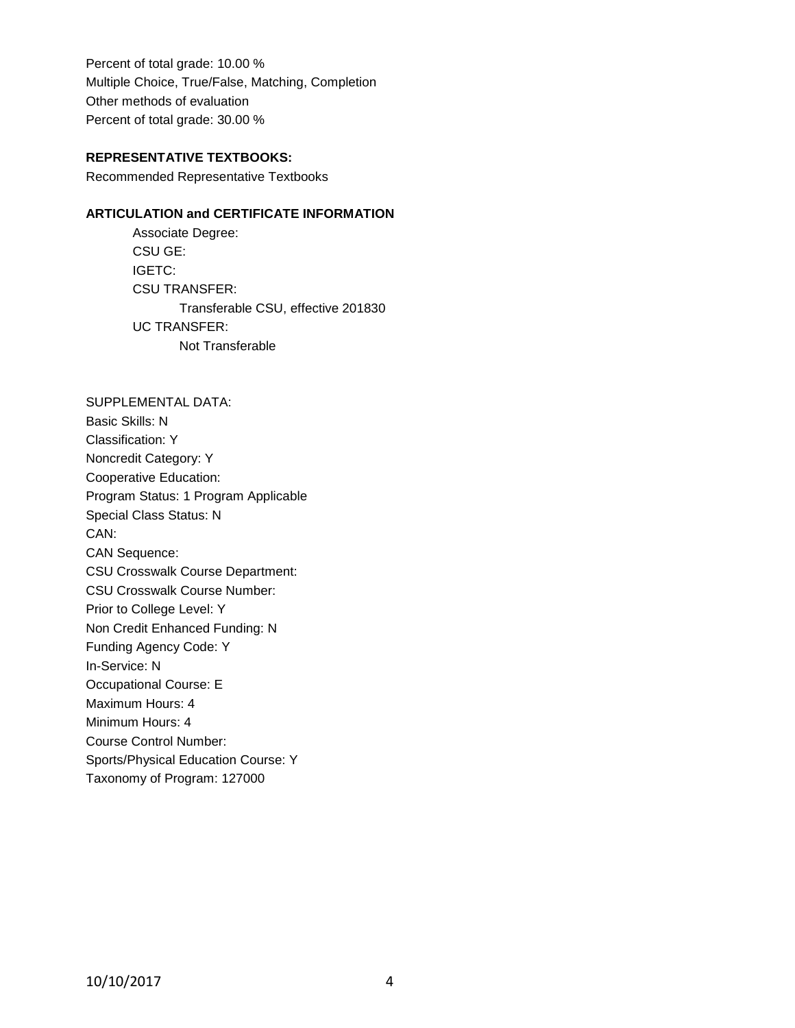Percent of total grade: 10.00 %
Multiple Choice, True/False, Matching, Completion
Other methods of evaluation
Percent of total grade: 30.00 %

**REPRESENTATIVE TEXTBOOKS:**

Recommended Representative Textbooks

**ARTICULATION and CERTIFICATE INFORMATION**

Associate Degree:
CSU GE:
IGETC:
CSU TRANSFER:
Transferable CSU, effective 201830
UC TRANSFER:
Not Transferable

SUPPLEMENTAL DATA:
Basic Skills: N
Classification: Y
Noncredit Category: Y
Cooperative Education:
Program Status: 1 Program Applicable
Special Class Status: N
CAN:
CAN Sequence:
CSU Crosswalk Course Department:
CSU Crosswalk Course Number:
Prior to College Level: Y
Non Credit Enhanced Funding: N
Funding Agency Code: Y
In-Service: N
Occupational Course: E
Maximum Hours: 4
Minimum Hours: 4
Course Control Number:
Sports/Physical Education Course: Y
Taxonomy of Program: 127000